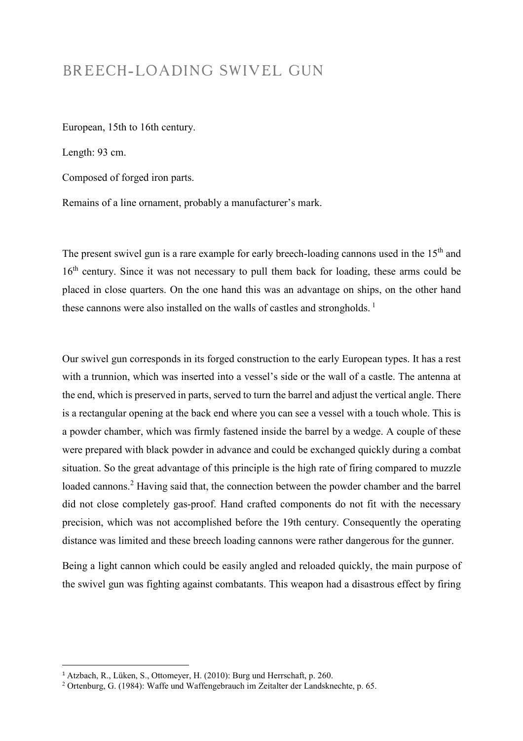# BREECH-LOADING SWIVEL GUN

European, 15th to 16th century.

Length: 93 cm.

Composed of forged iron parts.

Remains of a line ornament, probably a manufacturer's mark.

The present swivel gun is a rare example for early breech-loading cannons used in the 15th and 16th century. Since it was not necessary to pull them back for loading, these arms could be placed in close quarters. On the one hand this was an advantage on ships, on the other hand these cannons were also installed on the walls of castles and strongholds. [1]

Our swivel gun corresponds in its forged construction to the early European types. It has a rest with a trunnion, which was inserted into a vessel's side or the wall of a castle. The antenna at the end, which is preserved in parts, served to turn the barrel and adjust the vertical angle. There is a rectangular opening at the back end where you can see a vessel with a touch whole. This is a powder chamber, which was firmly fastened inside the barrel by a wedge. A couple of these were prepared with black powder in advance and could be exchanged quickly during a combat situation. So the great advantage of this principle is the high rate of firing compared to muzzle loaded cannons.[2] Having said that, the connection between the powder chamber and the barrel did not close completely gas-proof. Hand crafted components do not fit with the necessary precision, which was not accomplished before the 19th century. Consequently the operating distance was limited and these breech loading cannons were rather dangerous for the gunner.

Being a light cannon which could be easily angled and reloaded quickly, the main purpose of the swivel gun was fighting against combatants. This weapon had a disastrous effect by firing

[1] Atzbach, R., Lüken, S., Ottomeyer, H. (2010): Burg und Herrschaft, p. 260.

[2] Ortenburg, G. (1984): Waffe und Waffengebrauch im Zeitalter der Landsknechte, p. 65.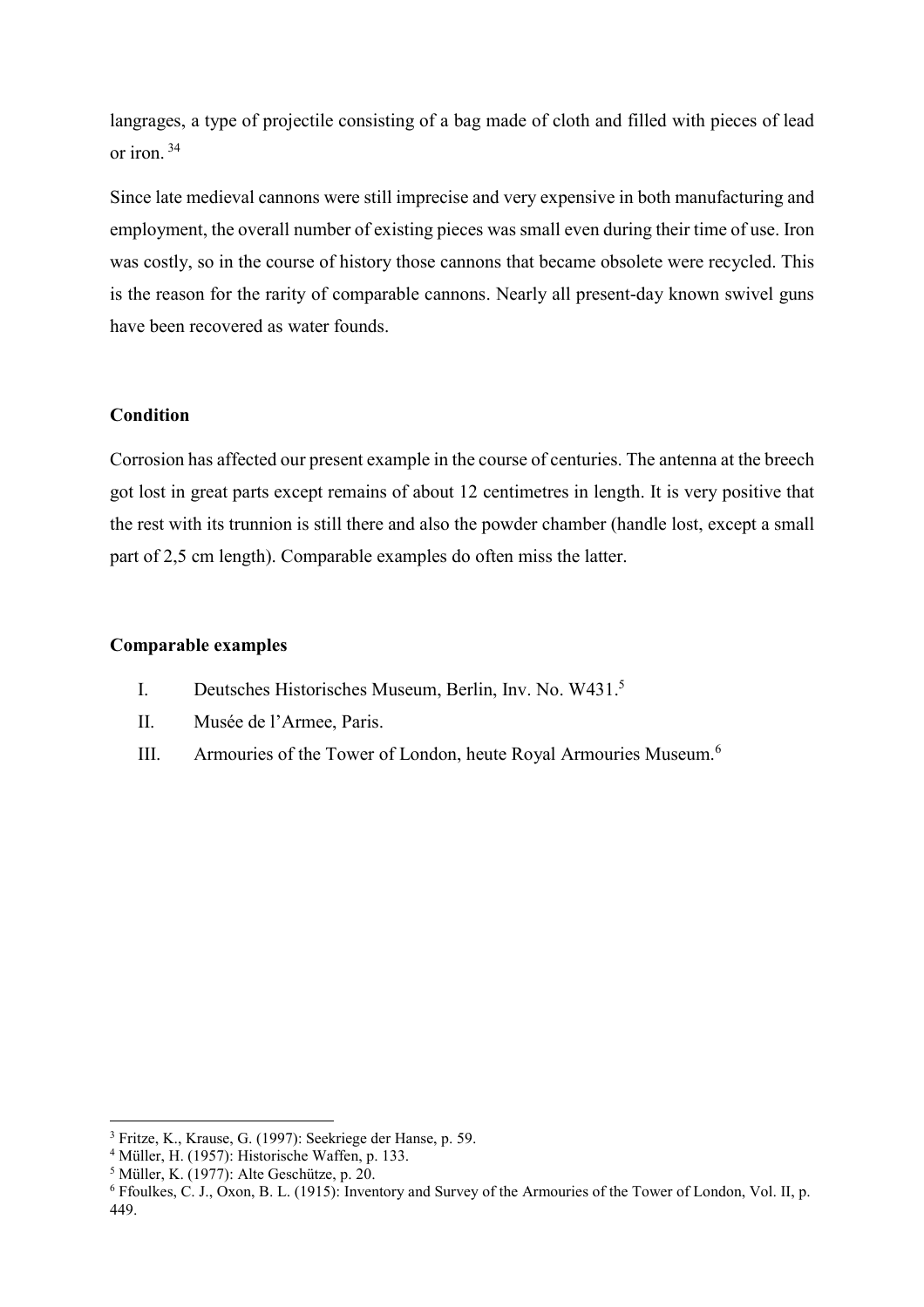langrages, a type of projectile consisting of a bag made of cloth and filled with pieces of lead or iron. [3][4]

Since late medieval cannons were still imprecise and very expensive in both manufacturing and employment, the overall number of existing pieces was small even during their time of use. Iron was costly, so in the course of history those cannons that became obsolete were recycled. This is the reason for the rarity of comparable cannons. Nearly all present-day known swivel guns have been recovered as water founds.

**Condition**

Corrosion has affected our present example in the course of centuries. The antenna at the breech got lost in great parts except remains of about 12 centimetres in length. It is very positive that the rest with its trunnion is still there and also the powder chamber (handle lost, except a small part of 2,5 cm length). Comparable examples do often miss the latter.

**Comparable examples**

I. Deutsches Historisches Museum, Berlin, Inv. No. W431.[5]

II. Musée de l'Armee, Paris.

III. Armouries of the Tower of London, heute Royal Armouries Museum.[6]

---

[3] Fritze, K., Krause, G. (1997): Seekriege der Hanse, p. 59.

[4] Müller, H. (1957): Historische Waffen, p. 133.

[5] Müller, K. (1977): Alte Geschütze, p. 20.

[6] Ffoulkes, C. J., Oxon, B. L. (1915): Inventory and Survey of the Armouries of the Tower of London, Vol. II, p. 449.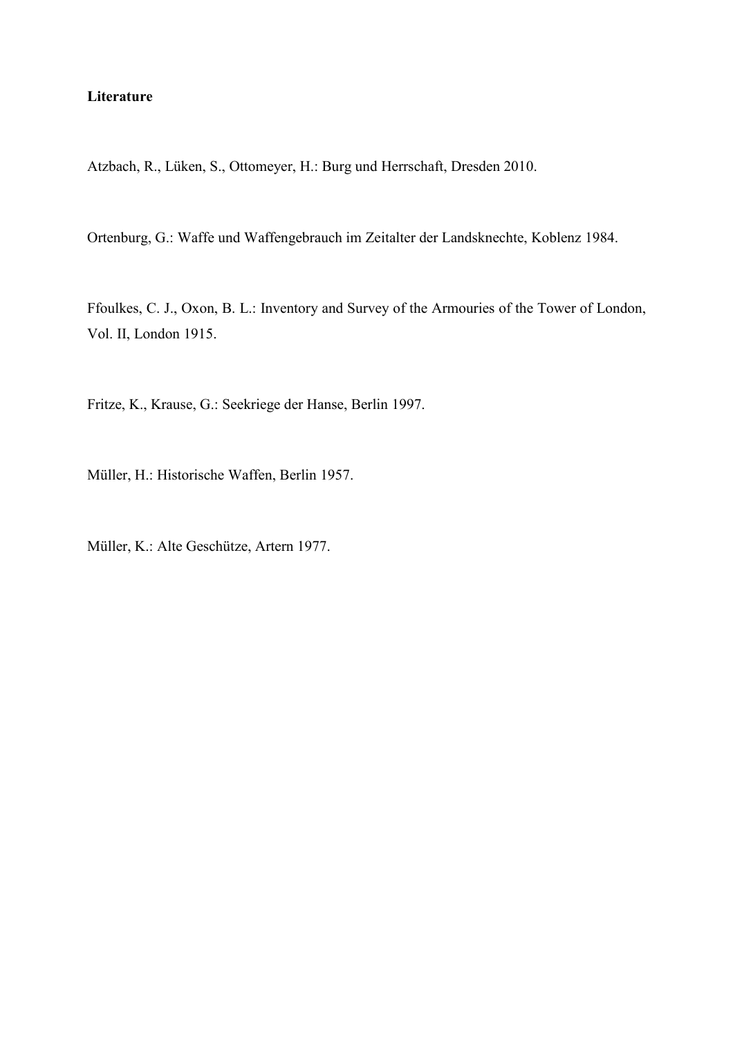**Literature**

Atzbach, R., Lüken, S., Ottomeyer, H.: Burg und Herrschaft, Dresden 2010.

Ortenburg, G.: Waffe und Waffengebrauch im Zeitalter der Landsknechte, Koblenz 1984.

Ffoulkes, C. J., Oxon, B. L.: Inventory and Survey of the Armouries of the Tower of London, Vol. II, London 1915.

Fritze, K., Krause, G.: Seekriege der Hanse, Berlin 1997.

Müller, H.: Historische Waffen, Berlin 1957.

Müller, K.: Alte Geschütze, Artern 1977.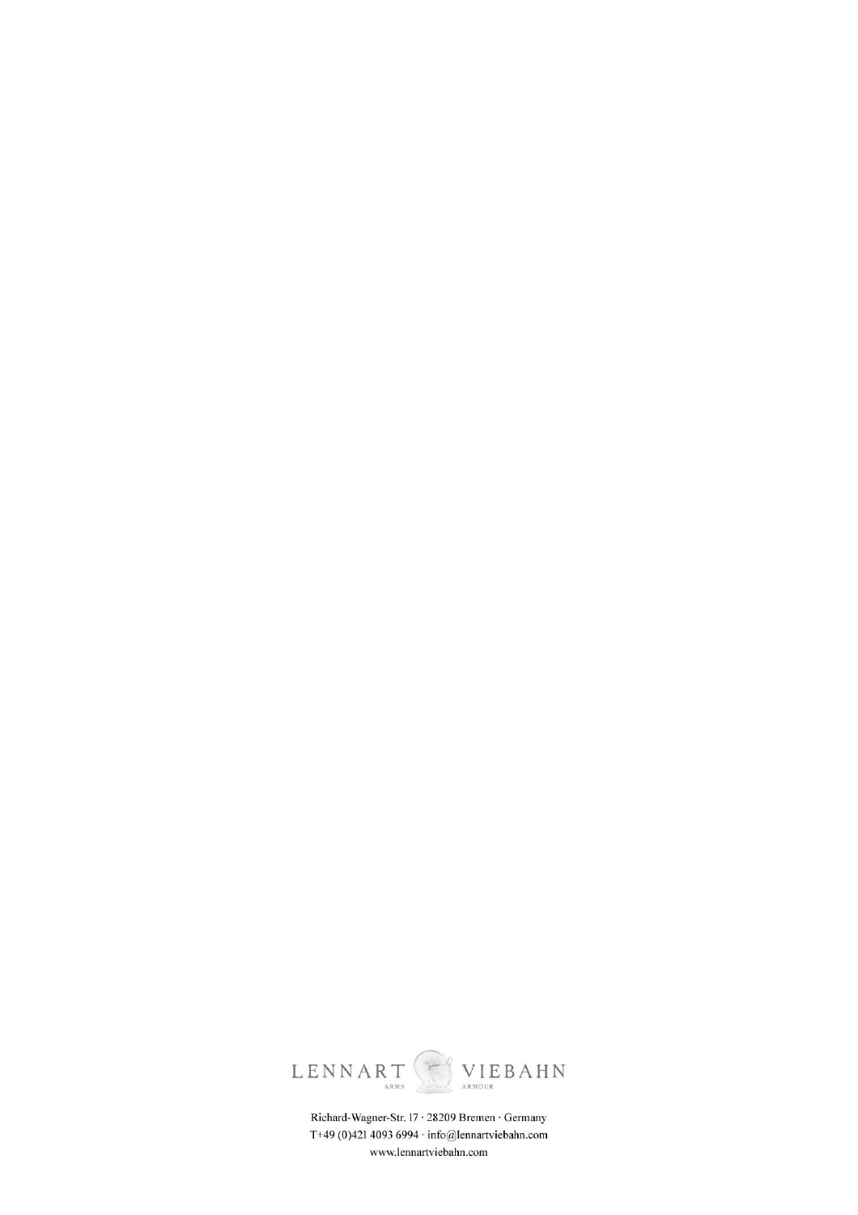LENNART VIEBAHN

ARMS ARMOUR

Richard-Wagner-Str. 17 · 28209 Bremen · Germany
T+49 (0)421 4093 6994 · info@lennartviebahn.com
www.lennartviebahn.com